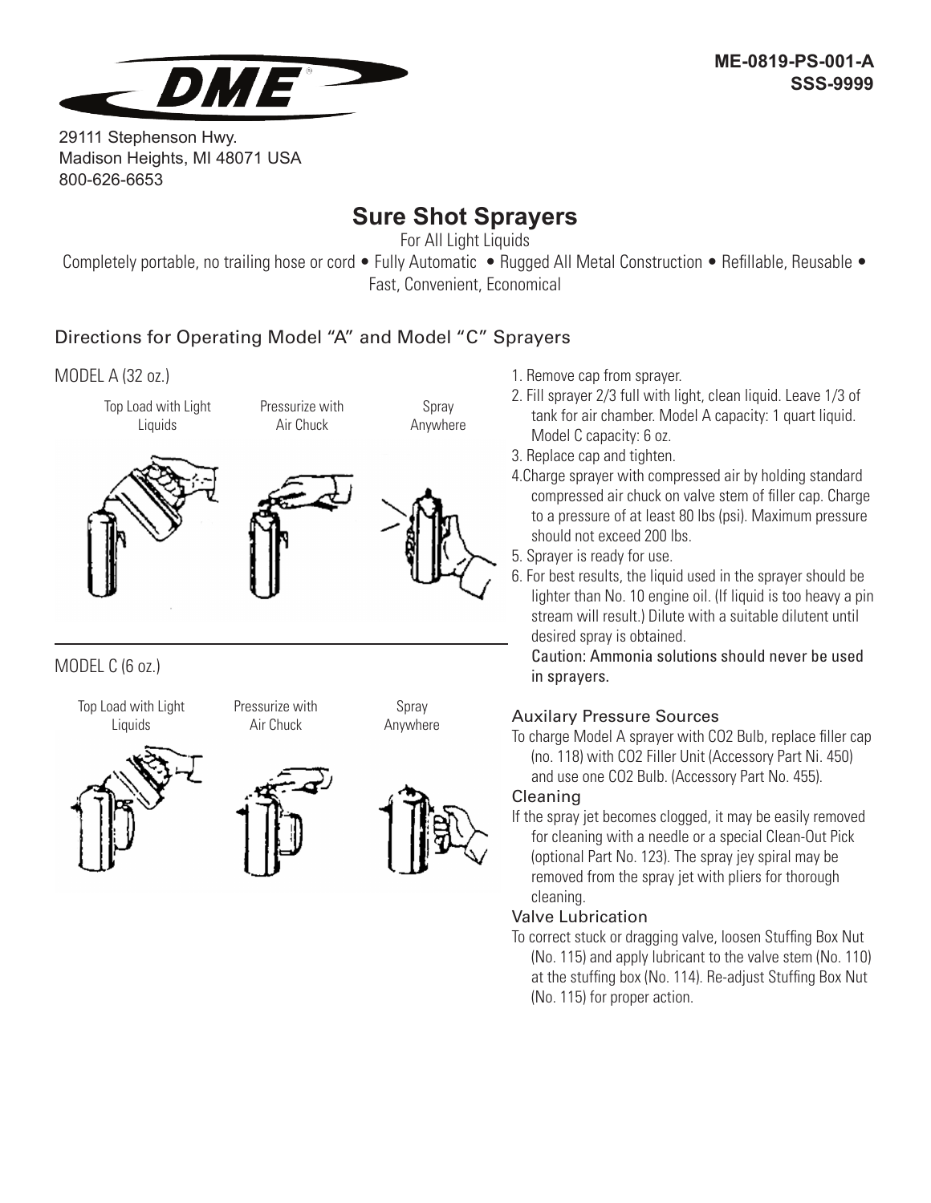**ME-0819-PS-001-A**
**SSS-9999**

DME

29111 Stephenson Hwy.
Madison Heights, MI 48071 USA
800-626-6653

# Sure Shot Sprayers

For All Light Liquids

Completely portable, no trailing hose or cord • Fully Automatic • Rugged All Metal Construction • Refillable, Reusable • Fast, Convenient, Economical

## Directions for Operating Model "A" and Model "C" Sprayers

MODEL A (32 oz.)

Top Load with Light Liquids — Pressurize with Air Chuck — Spray Anywhere

MODEL C (6 oz.)

Top Load with Light Liquids — Pressurize with Air Chuck — Spray Anywhere

1. Remove cap from sprayer.
2. Fill sprayer 2/3 full with light, clean liquid. Leave 1/3 of tank for air chamber. Model A capacity: 1 quart liquid. Model C capacity: 6 oz.
3. Replace cap and tighten.
4. Charge sprayer with compressed air by holding standard compressed air chuck on valve stem of filler cap. Charge to a pressure of at least 80 lbs (psi). Maximum pressure should not exceed 200 lbs.
5. Sprayer is ready for use.
6. For best results, the liquid used in the sprayer should be lighter than No. 10 engine oil. (If liquid is too heavy a pin stream will result.) Dilute with a suitable dilutent until desired spray is obtained.

   Caution: Ammonia solutions should never be used in sprayers.

### Auxilary Pressure Sources

To charge Model A sprayer with CO2 Bulb, replace filler cap (no. 118) with CO2 Filler Unit (Accessory Part Ni. 450) and use one CO2 Bulb. (Accessory Part No. 455).

### Cleaning

If the spray jet becomes clogged, it may be easily removed for cleaning with a needle or a special Clean-Out Pick (optional Part No. 123). The spray jey spiral may be removed from the spray jet with pliers for thorough cleaning.

### Valve Lubrication

To correct stuck or dragging valve, loosen Stuffing Box Nut (No. 115) and apply lubricant to the valve stem (No. 110) at the stuffing box (No. 114). Re-adjust Stuffing Box Nut (No. 115) for proper action.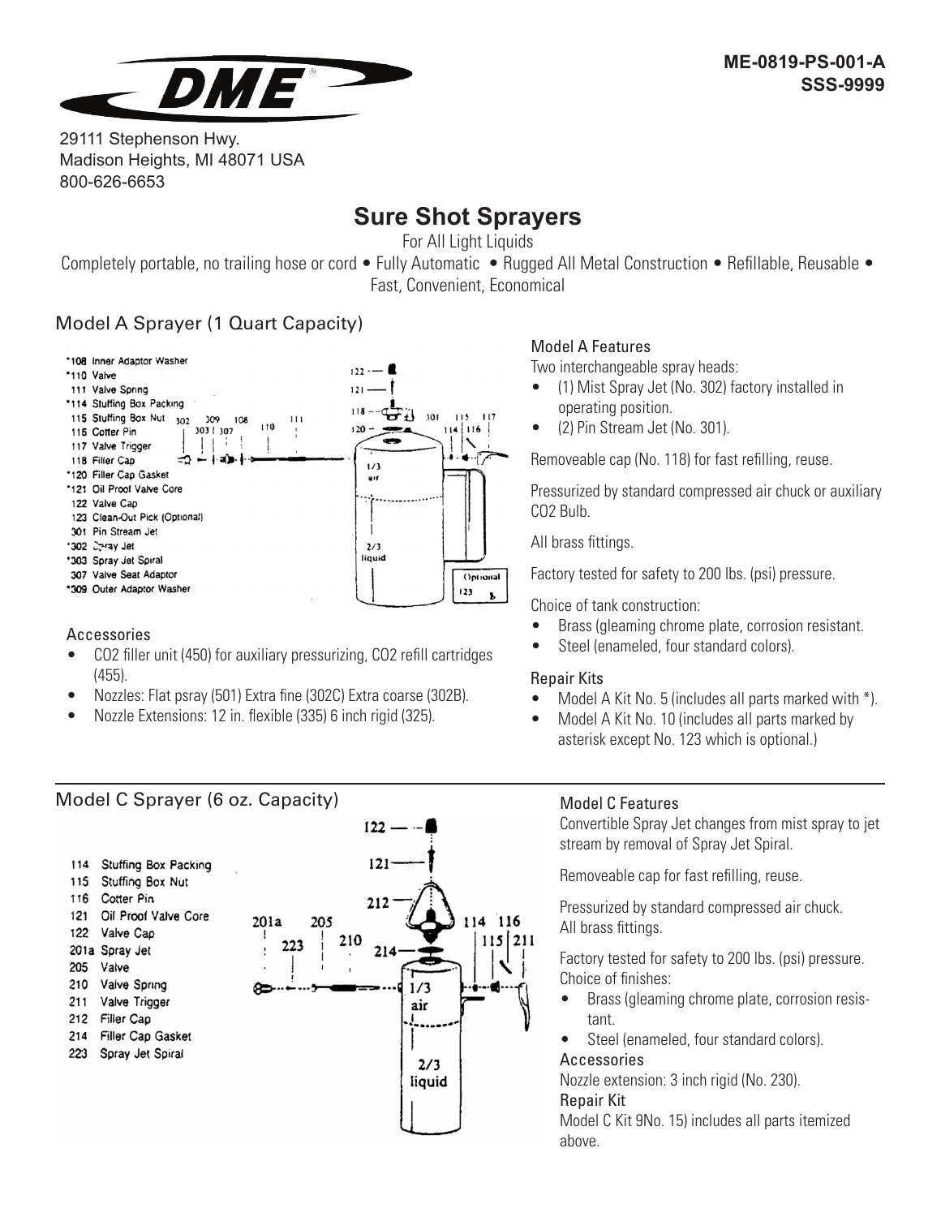ME-0819-PS-001-A
SSS-9999

DME

29111 Stephenson Hwy.
Madison Heights, MI 48071 USA
800-626-6653

# Sure Shot Sprayers

For All Light Liquids

Completely portable, no trailing hose or cord • Fully Automatic • Rugged All Metal Construction • Refillable, Reusable • Fast, Convenient, Economical

## Model A Sprayer (1 Quart Capacity)

*108 Inner Adaptor Washer
*110 Valve
111 Valve Spring
*114 Stuffing Box Packing
115 Stuffing Box Nut
116 Cotter Pin
117 Valve Trigger
118 Filler Cap
*120 Filler Cap Gasket
*121 Oil Proof Valve Core
122 Valve Cap
123 Clean-Out Pick (Optional)
301 Pin Stream Jet
*302 Spray Jet
*303 Spray Jet Spiral
307 Valve Seat Adaptor
*309 Outer Adaptor Washer

302 309 108 111 303 307 110 122 121 118 120 301 115 117 114 116

1/3 air

2/3 liquid

Optional 123

### Accessories

- $CO_2$ filler unit (450) for auxiliary pressurizing, $CO_2$ refill cartridges (455).
- Nozzles: Flat psray (501) Extra fine (302C) Extra coarse (302B).
- Nozzle Extensions: 12 in. flexible (335) 6 inch rigid (325).

### Model A Features

Two interchangeable spray heads:

- (1) Mist Spray Jet (No. 302) factory installed in operating position.
- (2) Pin Stream Jet (No. 301).

Removeable cap (No. 118) for fast refilling, reuse.

Pressurized by standard compressed air chuck or auxiliary $CO_2$ Bulb.

All brass fittings.

Factory tested for safety to 200 lbs. (psi) pressure.

Choice of tank construction:

- Brass (gleaming chrome plate, corrosion resistant.
- Steel (enameled, four standard colors).

### Repair Kits

- Model A Kit No. 5 (includes all parts marked with *).
- Model A Kit No. 10 (includes all parts marked by asterisk except No. 123 which is optional.)

## Model C Sprayer (6 oz. Capacity)

114 Stuffing Box Packing
115 Stuffing Box Nut
116 Cotter Pin
121 Oil Proof Valve Core
122 Valve Cap
201a Spray Jet
205 Valve
210 Valve Spring
211 Valve Trigger
212 Filler Cap
214 Filler Cap Gasket
223 Spray Jet Spiral

122 121 212 201a 205 223 210 214 114 116 115 211

1/3 air

2/3 liquid

### Model C Features

Convertible Spray Jet changes from mist spray to jet stream by removal of Spray Jet Spiral.

Removeable cap for fast refilling, reuse.

Pressurized by standard compressed air chuck.
All brass fittings.

Factory tested for safety to 200 lbs. (psi) pressure.
Choice of finishes:

- Brass (gleaming chrome plate, corrosion resistant.
- Steel (enameled, four standard colors).

### Accessories

Nozzle extension: 3 inch rigid (No. 230).

### Repair Kit

Model C Kit 9No. 15) includes all parts itemized above.